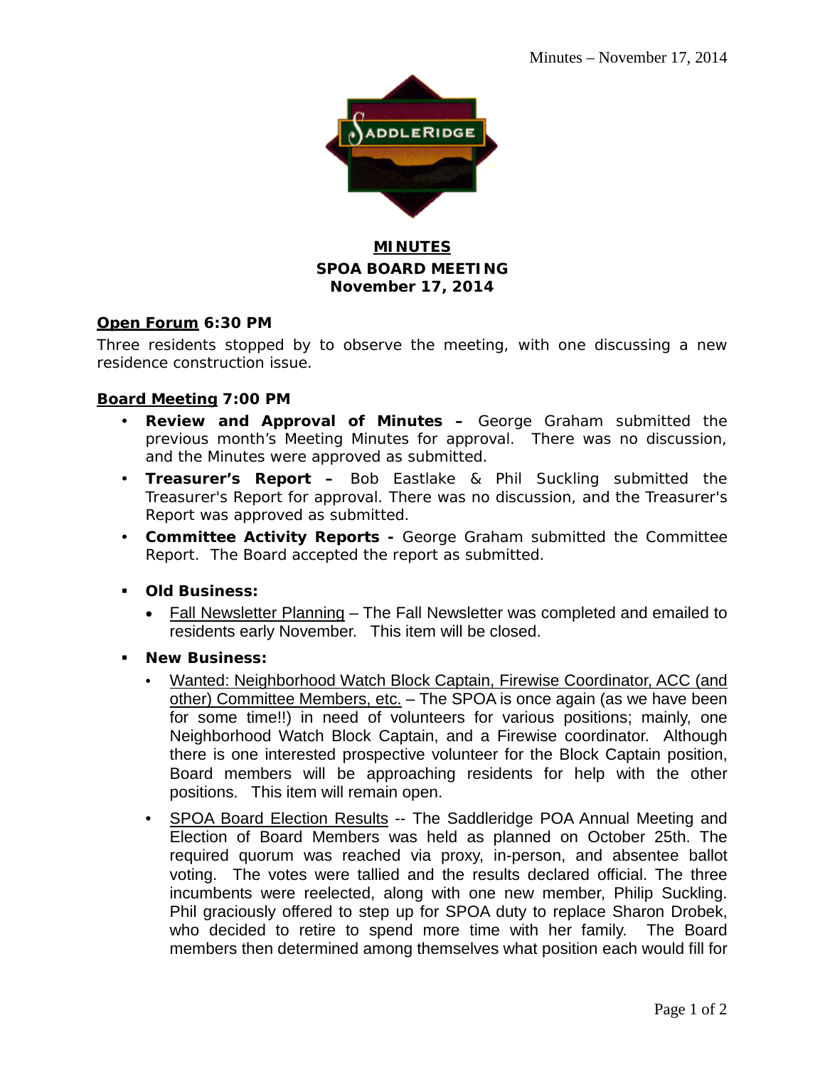**MINUTES**
**SPOA BOARD MEETING**
**November 17, 2014**

**Open Forum** **6:30 PM**

Three residents stopped by to observe the meeting, with one discussing a new residence construction issue.

**Board Meeting** **7:00 PM**

- **Review and Approval of Minutes –** George Graham submitted the previous month's Meeting Minutes for approval. There was no discussion, and the Minutes were approved as submitted.
- **Treasurer's Report –** Bob Eastlake & Phil Suckling submitted the Treasurer's Report for approval. There was no discussion, and the Treasurer's Report was approved as submitted.
- **Committee Activity Reports -** George Graham submitted the Committee Report. The Board accepted the report as submitted.

- **Old Business:**
  - Fall Newsletter Planning – The Fall Newsletter was completed and emailed to residents early November. This item will be closed.
- **New Business:**
  - Wanted: Neighborhood Watch Block Captain, Firewise Coordinator, ACC (and other) Committee Members, etc. – The SPOA is once again (as we have been for some time!!) in need of volunteers for various positions; mainly, one Neighborhood Watch Block Captain, and a Firewise coordinator. Although there is one interested prospective volunteer for the Block Captain position, Board members will be approaching residents for help with the other positions. This item will remain open.
  - SPOA Board Election Results -- The Saddleridge POA Annual Meeting and Election of Board Members was held as planned on October 25th. The required quorum was reached via proxy, in-person, and absentee ballot voting. The votes were tallied and the results declared official. The three incumbents were reelected, along with one new member, Philip Suckling. Phil graciously offered to step up for SPOA duty to replace Sharon Drobek, who decided to retire to spend more time with her family. The Board members then determined among themselves what position each would fill for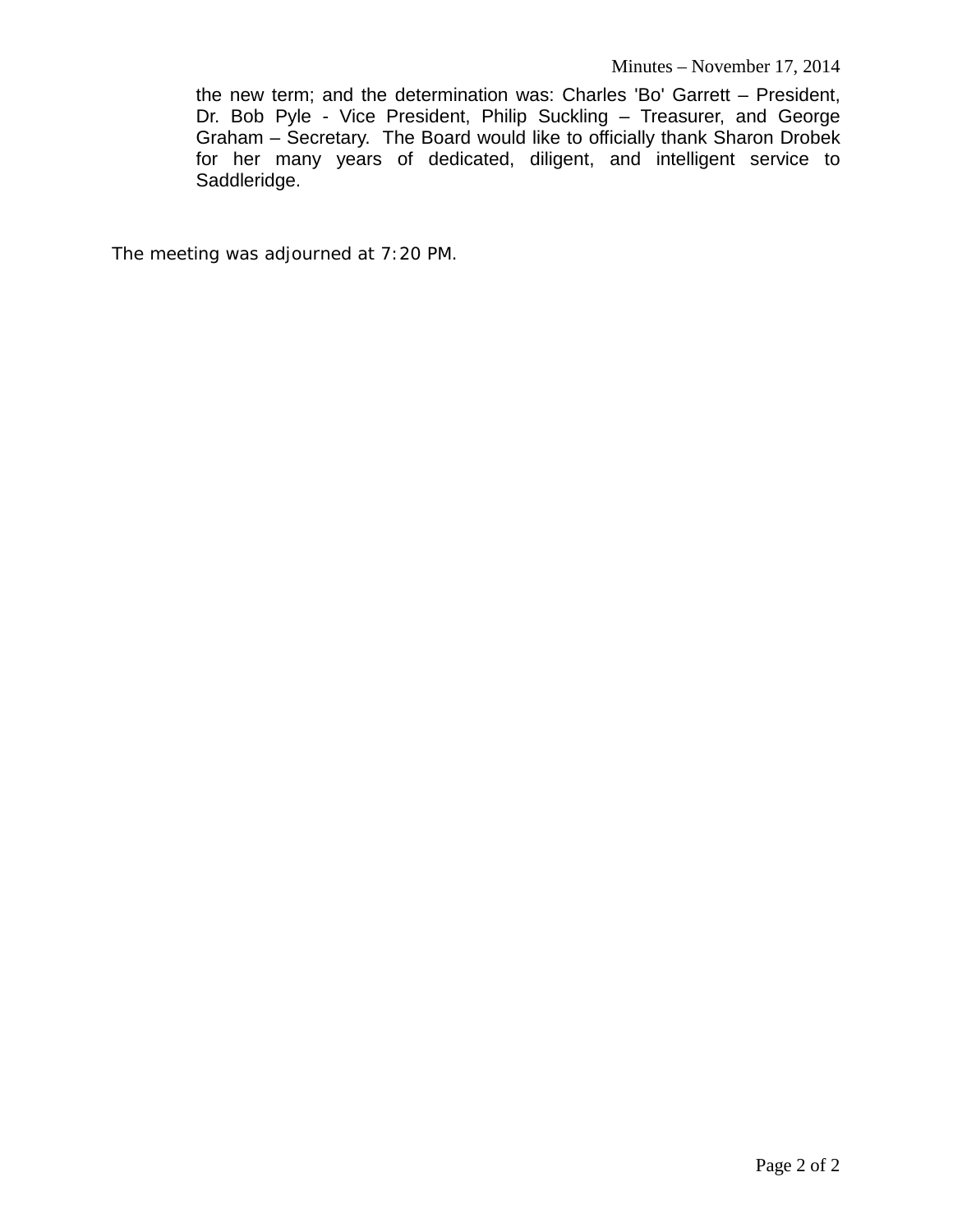the new term; and the determination was: Charles 'Bo' Garrett – President, Dr. Bob Pyle - Vice President, Philip Suckling – Treasurer, and George Graham – Secretary. The Board would like to officially thank Sharon Drobek for her many years of dedicated, diligent, and intelligent service to Saddleridge.

The meeting was adjourned at 7:20 PM.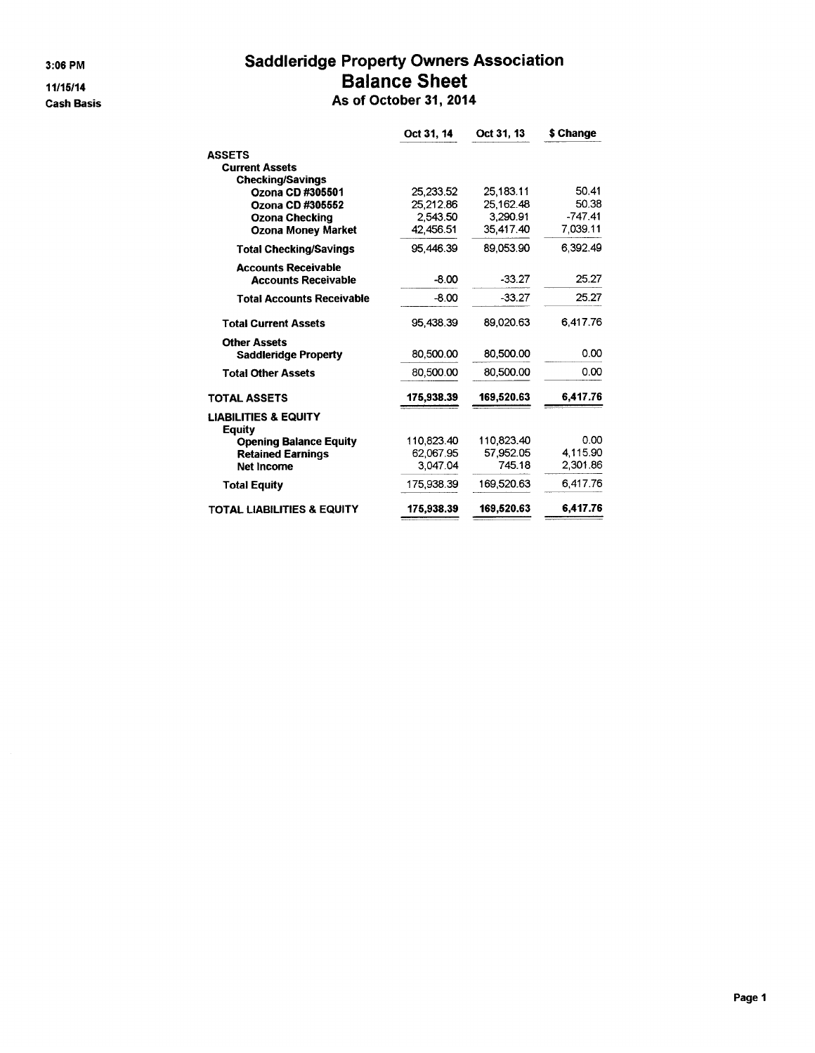3:06 PM

11/15/14

Cash Basis

# Saddleridge Property Owners Association
## Balance Sheet
### As of October 31, 2014

| | Oct 31, 14 | Oct 31, 13 | $ Change |
|---|---|---|---|
| **ASSETS** | | | |
| **Current Assets** | | | |
| **Checking/Savings** | | | |
| **Ozona CD #305501** | 25,233.52 | 25,183.11 | 50.41 |
| **Ozona CD #305552** | 25,212.86 | 25,162.48 | 50.38 |
| **Ozona Checking** | 2,543.50 | 3,290.91 | -747.41 |
| **Ozona Money Market** | 42,456.51 | 35,417.40 | 7,039.11 |
| **Total Checking/Savings** | 95,446.39 | 89,053.90 | 6,392.49 |
| **Accounts Receivable** | | | |
| **Accounts Receivable** | -8.00 | -33.27 | 25.27 |
| **Total Accounts Receivable** | -8.00 | -33.27 | 25.27 |
| **Total Current Assets** | 95,438.39 | 89,020.63 | 6,417.76 |
| **Other Assets** | | | |
| **Saddleridge Property** | 80,500.00 | 80,500.00 | 0.00 |
| **Total Other Assets** | 80,500.00 | 80,500.00 | 0.00 |
| **TOTAL ASSETS** | **175,938.39** | **169,520.63** | **6,417.76** |
| **LIABILITIES & EQUITY** | | | |
| **Equity** | | | |
| **Opening Balance Equity** | 110,823.40 | 110,823.40 | 0.00 |
| **Retained Earnings** | 62,067.95 | 57,952.05 | 4,115.90 |
| **Net Income** | 3,047.04 | 745.18 | 2,301.86 |
| **Total Equity** | 175,938.39 | 169,520.63 | 6,417.76 |
| **TOTAL LIABILITIES & EQUITY** | **175,938.39** | **169,520.63** | **6,417.76** |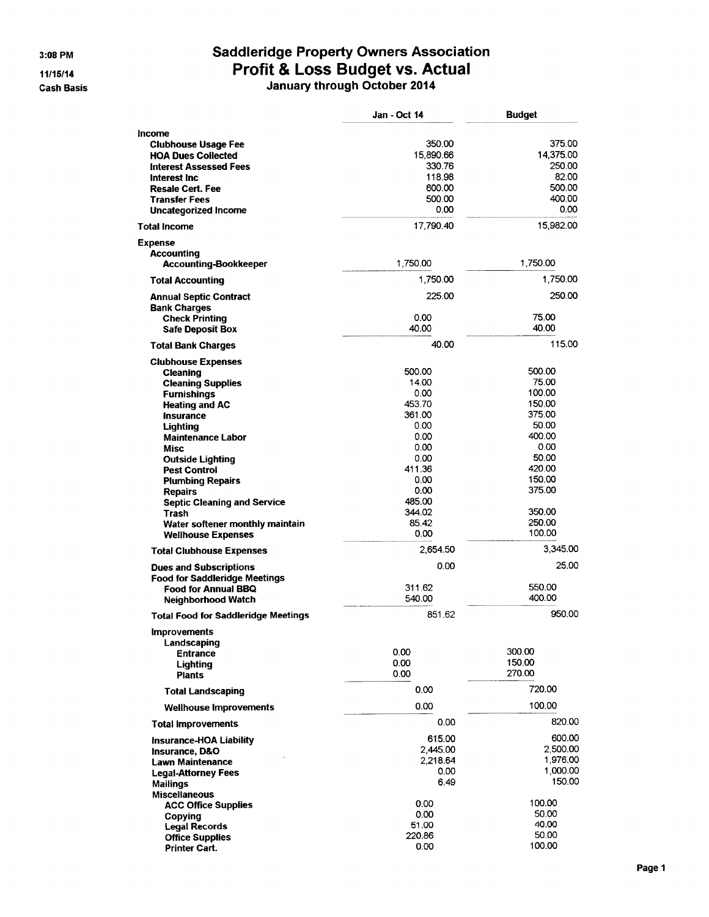3:08 PM
11/15/14
Cash Basis

# Saddleridge Property Owners Association
## Profit & Loss Budget vs. Actual
### January through October 2014

| | Jan - Oct 14 | Budget |
|---|---|---|
| **Income** | | |
| **Clubhouse Usage Fee** | 350.00 | 375.00 |
| **HOA Dues Collected** | 15,890.66 | 14,375.00 |
| **Interest Assessed Fees** | 330.76 | 250.00 |
| **Interest Inc** | 118.98 | 82.00 |
| **Resale Cert. Fee** | 600.00 | 500.00 |
| **Transfer Fees** | 500.00 | 400.00 |
| **Uncategorized Income** | 0.00 | 0.00 |
| **Total Income** | 17,790.40 | 15,982.00 |
| **Expense** | | |
| **Accounting** | | |
| **Accounting-Bookkeeper** | 1,750.00 | 1,750.00 |
| **Total Accounting** | 1,750.00 | 1,750.00 |
| **Annual Septic Contract** | 225.00 | 250.00 |
| **Bank Charges** | | |
| **Check Printing** | 0.00 | 75.00 |
| **Safe Deposit Box** | 40.00 | 40.00 |
| **Total Bank Charges** | 40.00 | 115.00 |
| **Clubhouse Expenses** | | |
| **Cleaning** | 500.00 | 500.00 |
| **Cleaning Supplies** | 14.00 | 75.00 |
| **Furnishings** | 0.00 | 100.00 |
| **Heating and AC** | 453.70 | 150.00 |
| **Insurance** | 361.00 | 375.00 |
| **Lighting** | 0.00 | 50.00 |
| **Maintenance Labor** | 0.00 | 400.00 |
| **Misc** | 0.00 | 0.00 |
| **Outside Lighting** | 0.00 | 50.00 |
| **Pest Control** | 411.36 | 420.00 |
| **Plumbing Repairs** | 0.00 | 150.00 |
| **Repairs** | 0.00 | 375.00 |
| **Septic Cleaning and Service** | 485.00 | |
| **Trash** | 344.02 | 350.00 |
| **Water softener monthly maintain** | 85.42 | 250.00 |
| **Wellhouse Expenses** | 0.00 | 100.00 |
| **Total Clubhouse Expenses** | 2,654.50 | 3,345.00 |
| **Dues and Subscriptions** | 0.00 | 25.00 |
| **Food for Saddleridge Meetings** | | |
| **Food for Annual BBQ** | 311.62 | 550.00 |
| **Neighborhood Watch** | 540.00 | 400.00 |
| **Total Food for Saddleridge Meetings** | 851.62 | 950.00 |
| **Improvements** | | |
| **Landscaping** | | |
| **Entrance** | 0.00 | 300.00 |
| **Lighting** | 0.00 | 150.00 |
| **Plants** | 0.00 | 270.00 |
| **Total Landscaping** | 0.00 | 720.00 |
| **Wellhouse Improvements** | 0.00 | 100.00 |
| **Total Improvements** | 0.00 | 820.00 |
| **Insurance-HOA Liability** | 615.00 | 600.00 |
| **Insurance, D&O** | 2,445.00 | 2,500.00 |
| **Lawn Maintenance** | 2,218.64 | 1,976.00 |
| **Legal-Attorney Fees** | 0.00 | 1,000.00 |
| **Mailings** | 6.49 | 150.00 |
| **Miscellaneous** | | |
| **ACC Office Supplies** | 0.00 | 100.00 |
| **Copying** | 0.00 | 50.00 |
| **Legal Records** | 51.00 | 40.00 |
| **Office Supplies** | 220.86 | 50.00 |
| **Printer Cart.** | 0.00 | 100.00 |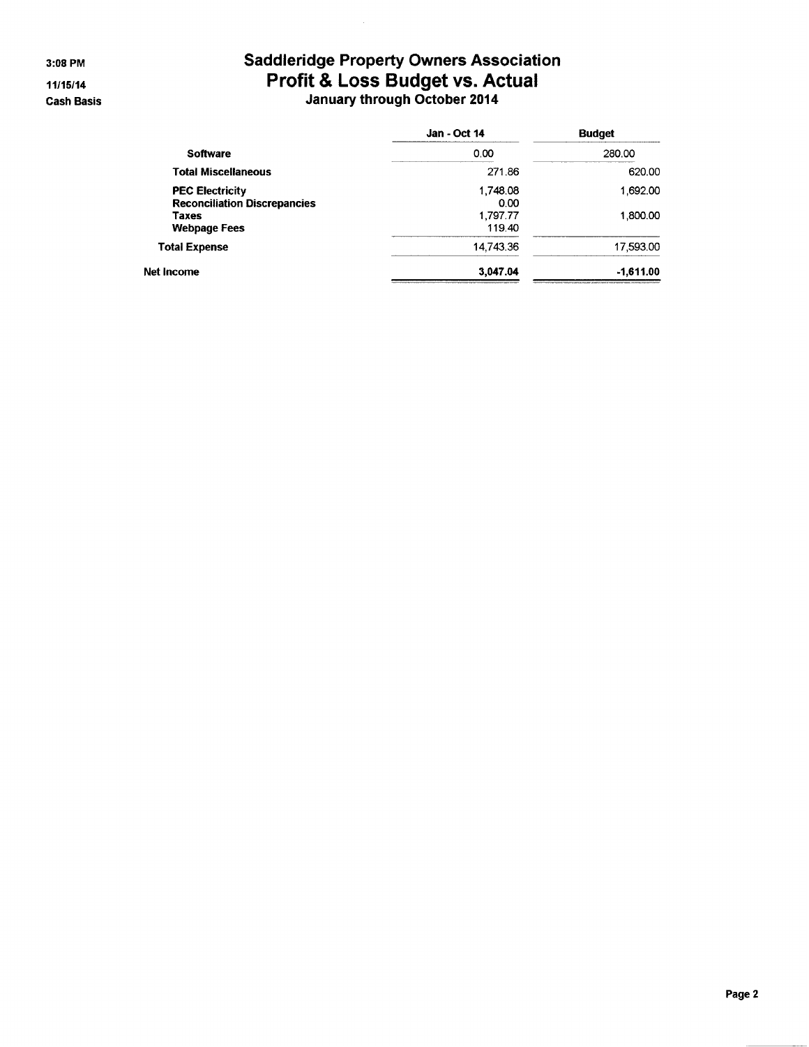# Saddleridge Property Owners Association
## Profit & Loss Budget vs. Actual
### January through October 2014

3:08 PM
11/15/14
Cash Basis

| | Jan - Oct 14 | Budget |
|---|---|---|
| **Software** | 0.00 | 280.00 |
| **Total Miscellaneous** | 271.86 | 620.00 |
| **PEC Electricity** | 1,748.08 | 1,692.00 |
| **Reconciliation Discrepancies** | 0.00 | |
| **Taxes** | 1,797.77 | 1,800.00 |
| **Webpage Fees** | 119.40 | |
| **Total Expense** | 14,743.36 | 17,593.00 |
| **Net Income** | **3,047.04** | **-1,611.00** |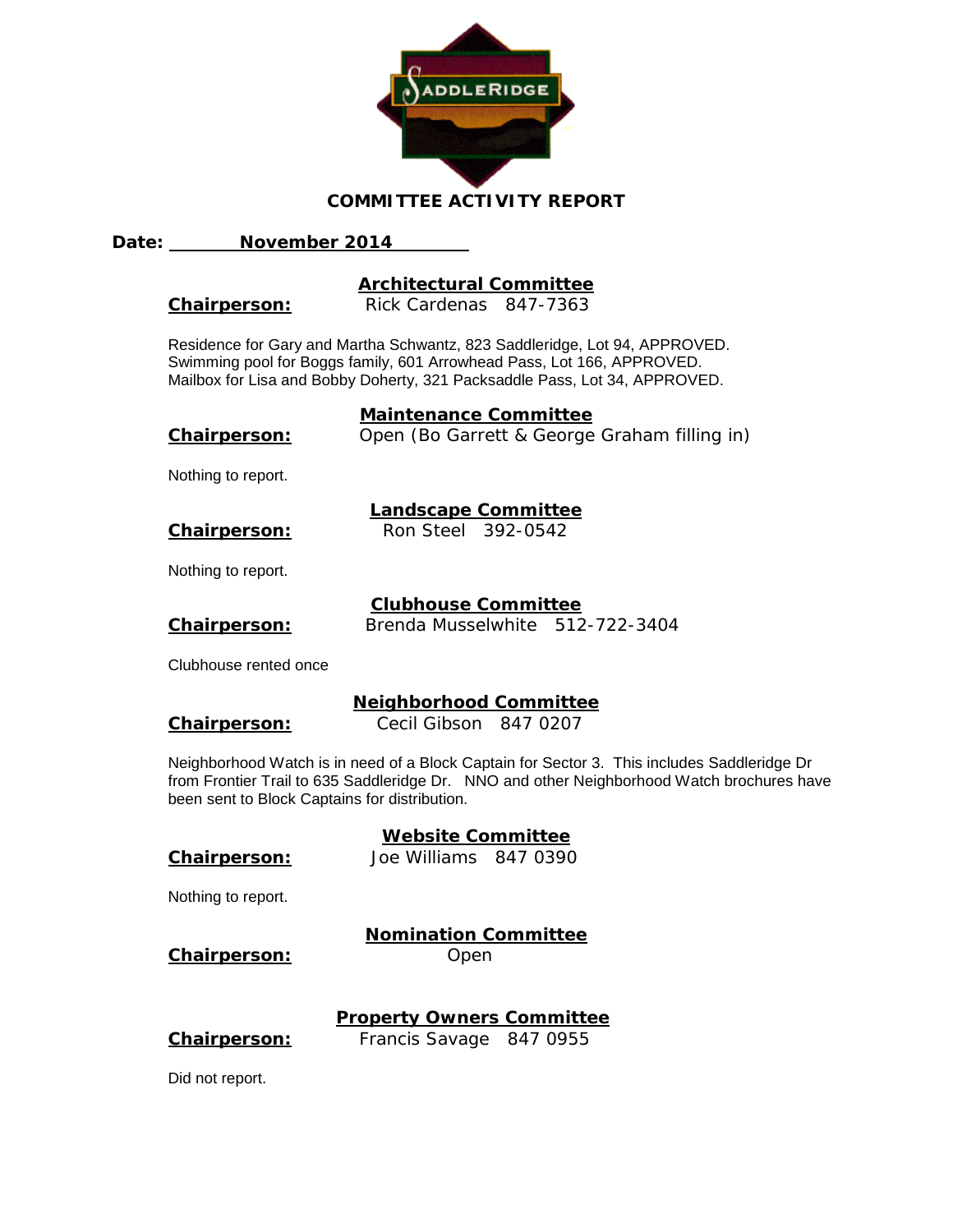# COMMITTEE ACTIVITY REPORT

**Date: November 2014**

## Architectural Committee

**Chairperson:** Rick Cardenas 847-7363

Residence for Gary and Martha Schwantz, 823 Saddleridge, Lot 94, APPROVED.
Swimming pool for Boggs family, 601 Arrowhead Pass, Lot 166, APPROVED.
Mailbox for Lisa and Bobby Doherty, 321 Packsaddle Pass, Lot 34, APPROVED.

## Maintenance Committee

**Chairperson:** Open (Bo Garrett & George Graham filling in)

Nothing to report.

## Landscape Committee

**Chairperson:** Ron Steel 392-0542

Nothing to report.

## Clubhouse Committee

**Chairperson:** Brenda Musselwhite 512-722-3404

Clubhouse rented once

## Neighborhood Committee

**Chairperson:** Cecil Gibson 847 0207

Neighborhood Watch is in need of a Block Captain for Sector 3. This includes Saddleridge Dr from Frontier Trail to 635 Saddleridge Dr. NNO and other Neighborhood Watch brochures have been sent to Block Captains for distribution.

## Website Committee

**Chairperson:** Joe Williams 847 0390

Nothing to report.

## Nomination Committee

**Chairperson:** Open

## Property Owners Committee

**Chairperson:** Francis Savage 847 0955

Did not report.